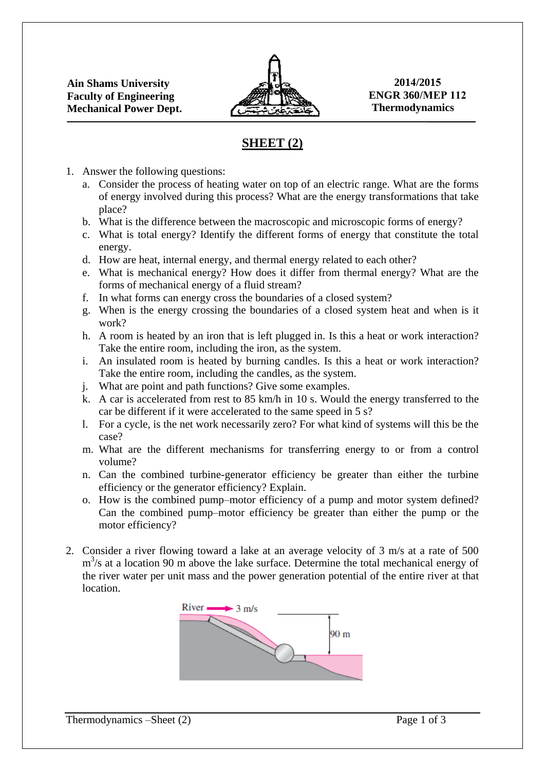**Ain Shams University**
**Faculty of Engineering**
**Mechanical Power Dept.**

**2014/2015**
**ENGR 360/MEP 112**
**Thermodynamics**

# SHEET (2)

1. Answer the following questions:
   a. Consider the process of heating water on top of an electric range. What are the forms of energy involved during this process? What are the energy transformations that take place?
   b. What is the difference between the macroscopic and microscopic forms of energy?
   c. What is total energy? Identify the different forms of energy that constitute the total energy.
   d. How are heat, internal energy, and thermal energy related to each other?
   e. What is mechanical energy? How does it differ from thermal energy? What are the forms of mechanical energy of a fluid stream?
   f. In what forms can energy cross the boundaries of a closed system?
   g. When is the energy crossing the boundaries of a closed system heat and when is it work?
   h. A room is heated by an iron that is left plugged in. Is this a heat or work interaction? Take the entire room, including the iron, as the system.
   i. An insulated room is heated by burning candles. Is this a heat or work interaction? Take the entire room, including the candles, as the system.
   j. What are point and path functions? Give some examples.
   k. A car is accelerated from rest to 85 km/h in 10 s. Would the energy transferred to the car be different if it were accelerated to the same speed in 5 s?
   l. For a cycle, is the net work necessarily zero? For what kind of systems will this be the case?
   m. What are the different mechanisms for transferring energy to or from a control volume?
   n. Can the combined turbine-generator efficiency be greater than either the turbine efficiency or the generator efficiency? Explain.
   o. How is the combined pump–motor efficiency of a pump and motor system defined? Can the combined pump–motor efficiency be greater than either the pump or the motor efficiency?

2. Consider a river flowing toward a lake at an average velocity of 3 m/s at a rate of 500 $m^3/s$ at a location 90 m above the lake surface. Determine the total mechanical energy of the river water per unit mass and the power generation potential of the entire river at that location.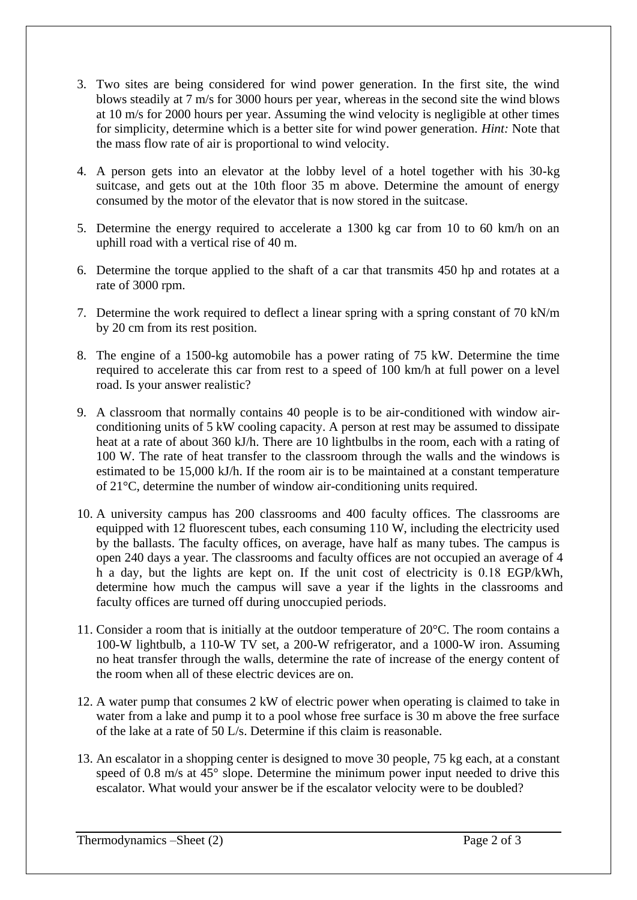3. Two sites are being considered for wind power generation. In the first site, the wind blows steadily at 7 m/s for 3000 hours per year, whereas in the second site the wind blows at 10 m/s for 2000 hours per year. Assuming the wind velocity is negligible at other times for simplicity, determine which is a better site for wind power generation. *Hint:* Note that the mass flow rate of air is proportional to wind velocity.

4. A person gets into an elevator at the lobby level of a hotel together with his 30-kg suitcase, and gets out at the 10th floor 35 m above. Determine the amount of energy consumed by the motor of the elevator that is now stored in the suitcase.

5. Determine the energy required to accelerate a 1300 kg car from 10 to 60 km/h on an uphill road with a vertical rise of 40 m.

6. Determine the torque applied to the shaft of a car that transmits 450 hp and rotates at a rate of 3000 rpm.

7. Determine the work required to deflect a linear spring with a spring constant of 70 kN/m by 20 cm from its rest position.

8. The engine of a 1500-kg automobile has a power rating of 75 kW. Determine the time required to accelerate this car from rest to a speed of 100 km/h at full power on a level road. Is your answer realistic?

9. A classroom that normally contains 40 people is to be air-conditioned with window air-conditioning units of 5 kW cooling capacity. A person at rest may be assumed to dissipate heat at a rate of about 360 kJ/h. There are 10 lightbulbs in the room, each with a rating of 100 W. The rate of heat transfer to the classroom through the walls and the windows is estimated to be 15,000 kJ/h. If the room air is to be maintained at a constant temperature of 21°C, determine the number of window air-conditioning units required.

10. A university campus has 200 classrooms and 400 faculty offices. The classrooms are equipped with 12 fluorescent tubes, each consuming 110 W, including the electricity used by the ballasts. The faculty offices, on average, have half as many tubes. The campus is open 240 days a year. The classrooms and faculty offices are not occupied an average of 4 h a day, but the lights are kept on. If the unit cost of electricity is 0.18 EGP/kWh, determine how much the campus will save a year if the lights in the classrooms and faculty offices are turned off during unoccupied periods.

11. Consider a room that is initially at the outdoor temperature of 20°C. The room contains a 100-W lightbulb, a 110-W TV set, a 200-W refrigerator, and a 1000-W iron. Assuming no heat transfer through the walls, determine the rate of increase of the energy content of the room when all of these electric devices are on.

12. A water pump that consumes 2 kW of electric power when operating is claimed to take in water from a lake and pump it to a pool whose free surface is 30 m above the free surface of the lake at a rate of 50 L/s. Determine if this claim is reasonable.

13. An escalator in a shopping center is designed to move 30 people, 75 kg each, at a constant speed of 0.8 m/s at 45° slope. Determine the minimum power input needed to drive this escalator. What would your answer be if the escalator velocity were to be doubled?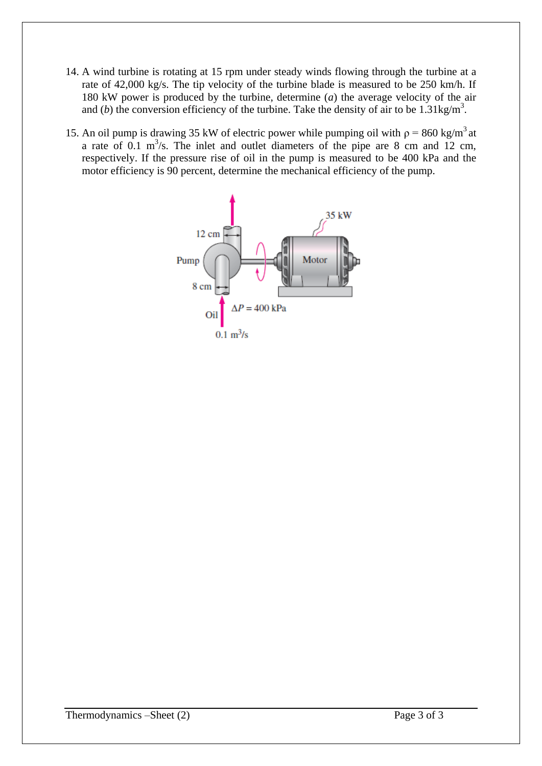14. A wind turbine is rotating at 15 rpm under steady winds flowing through the turbine at a rate of 42,000 kg/s. The tip velocity of the turbine blade is measured to be 250 km/h. If 180 kW power is produced by the turbine, determine (*a*) the average velocity of the air and (*b*) the conversion efficiency of the turbine. Take the density of air to be 1.31kg/$m^3$.

15. An oil pump is drawing 35 kW of electric power while pumping oil with $\rho = 860$ kg/$m^3$ at a rate of 0.1 $m^3$/s. The inlet and outlet diameters of the pipe are 8 cm and 12 cm, respectively. If the pressure rise of oil in the pump is measured to be 400 kPa and the motor efficiency is 90 percent, determine the mechanical efficiency of the pump.

35 kW

12 cm

Pump

Motor

8 cm

$\Delta P = 400$ kPa

Oil

0.1 $m^3$/s